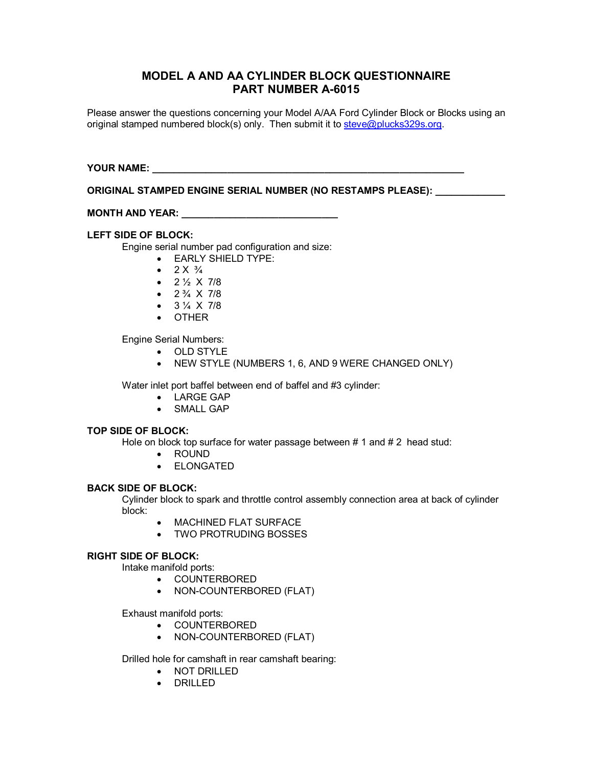# MODEL A AND AA CYLINDER BLOCK QUESTIONNAIRE
## PART NUMBER A-6015

Please answer the questions concerning your Model A/AA Ford Cylinder Block or Blocks using an original stamped numbered block(s) only. Then submit it to steve@plucks329s.org.

**YOUR NAME: ___________________________________________________________**

**ORIGINAL STAMPED ENGINE SERIAL NUMBER (NO RESTAMPS PLEASE): _____________**

**MONTH AND YEAR: ______________________________**

**LEFT SIDE OF BLOCK:**

Engine serial number pad configuration and size:

- EARLY SHIELD TYPE:
- 2 X ¾
- 2 ½ X 7/8
- 2 ¾ X 7/8
- 3 ¼ X 7/8
- OTHER

Engine Serial Numbers:

- OLD STYLE
- NEW STYLE (NUMBERS 1, 6, AND 9 WERE CHANGED ONLY)

Water inlet port baffel between end of baffel and #3 cylinder:

- LARGE GAP
- SMALL GAP

**TOP SIDE OF BLOCK:**

Hole on block top surface for water passage between # 1 and # 2 head stud:

- ROUND
- ELONGATED

**BACK SIDE OF BLOCK:**

Cylinder block to spark and throttle control assembly connection area at back of cylinder block:

- MACHINED FLAT SURFACE
- TWO PROTRUDING BOSSES

**RIGHT SIDE OF BLOCK:**

Intake manifold ports:

- COUNTERBORED
- NON-COUNTERBORED (FLAT)

Exhaust manifold ports:

- COUNTERBORED
- NON-COUNTERBORED (FLAT)

Drilled hole for camshaft in rear camshaft bearing:

- NOT DRILLED
- DRILLED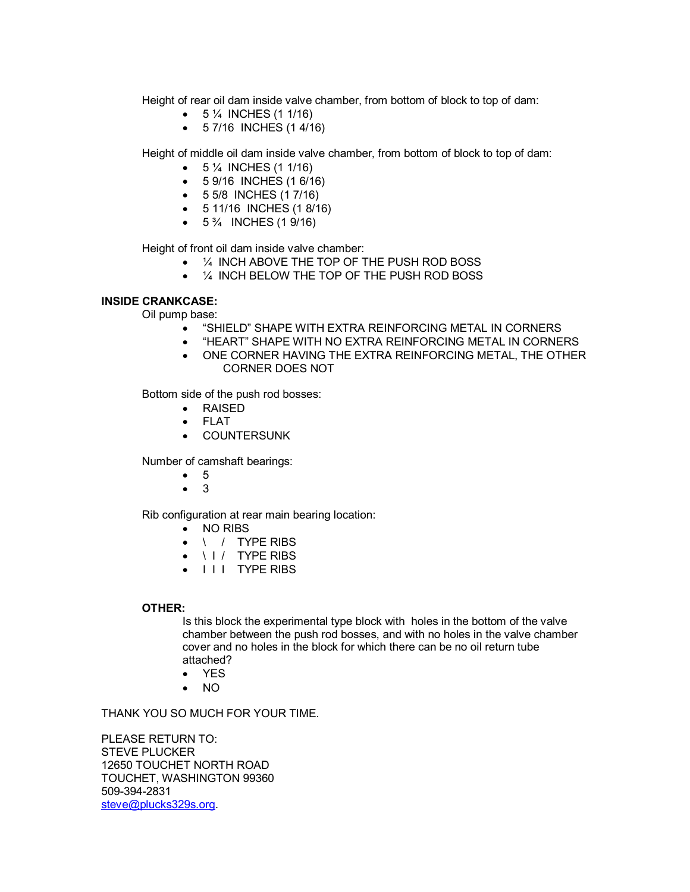Height of rear oil dam inside valve chamber, from bottom of block to top of dam:

- 5 ¼ INCHES (1 1/16)
- 5 7/16 INCHES (1 4/16)

Height of middle oil dam inside valve chamber, from bottom of block to top of dam:

- 5 ¼ INCHES (1 1/16)
- 5 9/16 INCHES (1 6/16)
- 5 5/8 INCHES (1 7/16)
- 5 11/16 INCHES (1 8/16)
- 5 ¾ INCHES (1 9/16)

Height of front oil dam inside valve chamber:

- ¼ INCH ABOVE THE TOP OF THE PUSH ROD BOSS
- ¼ INCH BELOW THE TOP OF THE PUSH ROD BOSS

**INSIDE CRANKCASE:**

Oil pump base:

- "SHIELD" SHAPE WITH EXTRA REINFORCING METAL IN CORNERS
- "HEART" SHAPE WITH NO EXTRA REINFORCING METAL IN CORNERS
- ONE CORNER HAVING THE EXTRA REINFORCING METAL, THE OTHER CORNER DOES NOT

Bottom side of the push rod bosses:

- RAISED
- FLAT
- COUNTERSUNK

Number of camshaft bearings:

- 5
- 3

Rib configuration at rear main bearing location:

- NO RIBS
- \ / TYPE RIBS
- \ I / TYPE RIBS
- I I I TYPE RIBS

**OTHER:**

Is this block the experimental type block with holes in the bottom of the valve chamber between the push rod bosses, and with no holes in the valve chamber cover and no holes in the block for which there can be no oil return tube attached?

- YES
- NO

THANK YOU SO MUCH FOR YOUR TIME.

PLEASE RETURN TO:
STEVE PLUCKER
12650 TOUCHET NORTH ROAD
TOUCHET, WASHINGTON 99360
509-394-2831
steve@plucks329s.org.